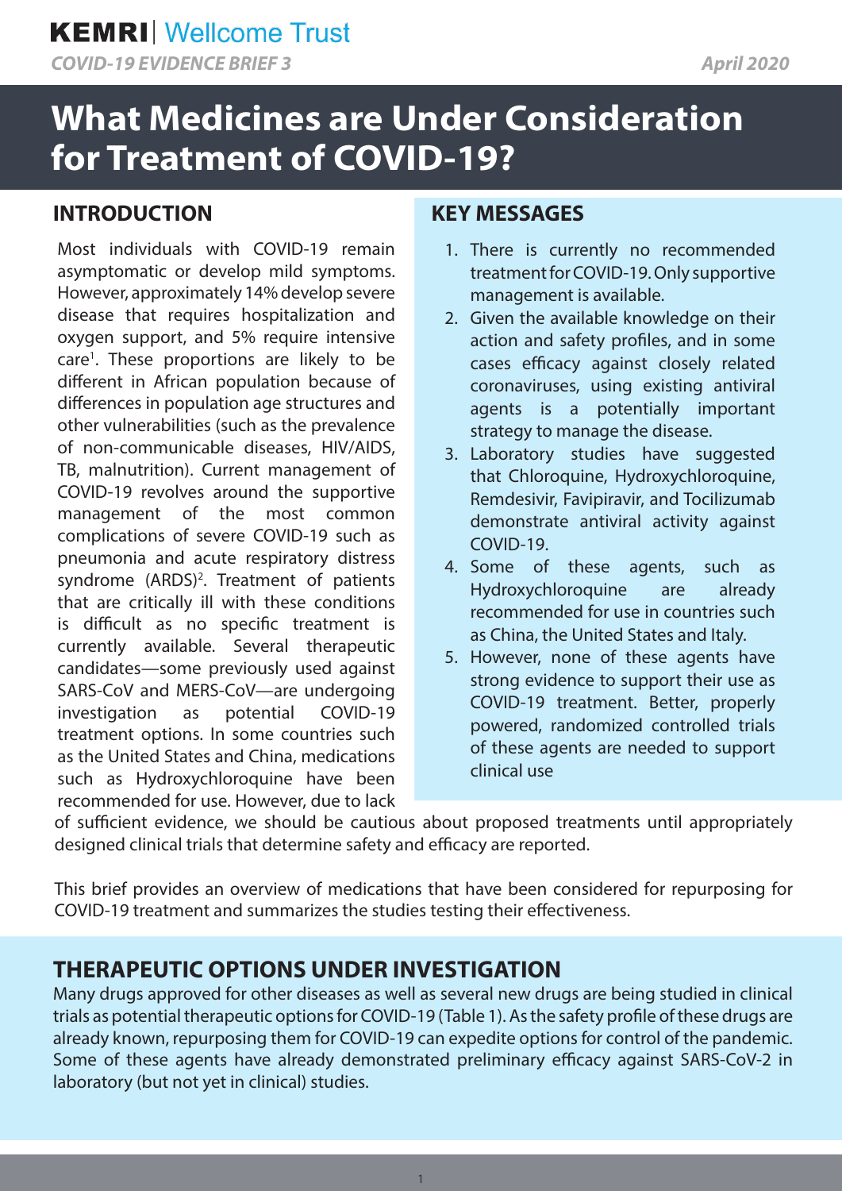**KEMRI** | Wellcome Trust

*COVID-19 EVIDENCE BRIEF 3*

*April 2020*

# What Medicines are Under Consideration for Treatment of COVID-19?

## INTRODUCTION

Most individuals with COVID-19 remain asymptomatic or develop mild symptoms. However, approximately 14% develop severe disease that requires hospitalization and oxygen support, and 5% require intensive care[1]. These proportions are likely to be different in African population because of differences in population age structures and other vulnerabilities (such as the prevalence of non-communicable diseases, HIV/AIDS, TB, malnutrition). Current management of COVID-19 revolves around the supportive management of the most common complications of severe COVID-19 such as pneumonia and acute respiratory distress syndrome (ARDS)[2]. Treatment of patients that are critically ill with these conditions is difficult as no specific treatment is currently available. Several therapeutic candidates—some previously used against SARS-CoV and MERS-CoV—are undergoing investigation as potential COVID-19 treatment options. In some countries such as the United States and China, medications such as Hydroxychloroquine have been recommended for use. However, due to lack of sufficient evidence, we should be cautious about proposed treatments until appropriately designed clinical trials that determine safety and efficacy are reported.

This brief provides an overview of medications that have been considered for repurposing for COVID-19 treatment and summarizes the studies testing their effectiveness.

## KEY MESSAGES

1. There is currently no recommended treatment for COVID-19. Only supportive management is available.
2. Given the available knowledge on their action and safety profiles, and in some cases efficacy against closely related coronaviruses, using existing antiviral agents is a potentially important strategy to manage the disease.
3. Laboratory studies have suggested that Chloroquine, Hydroxychloroquine, Remdesivir, Favipiravir, and Tocilizumab demonstrate antiviral activity against COVID-19.
4. Some of these agents, such as Hydroxychloroquine are already recommended for use in countries such as China, the United States and Italy.
5. However, none of these agents have strong evidence to support their use as COVID-19 treatment. Better, properly powered, randomized controlled trials of these agents are needed to support clinical use

## THERAPEUTIC OPTIONS UNDER INVESTIGATION

Many drugs approved for other diseases as well as several new drugs are being studied in clinical trials as potential therapeutic options for COVID-19 (Table 1). As the safety profile of these drugs are already known, repurposing them for COVID-19 can expedite options for control of the pandemic. Some of these agents have already demonstrated preliminary efficacy against SARS-CoV-2 in laboratory (but not yet in clinical) studies.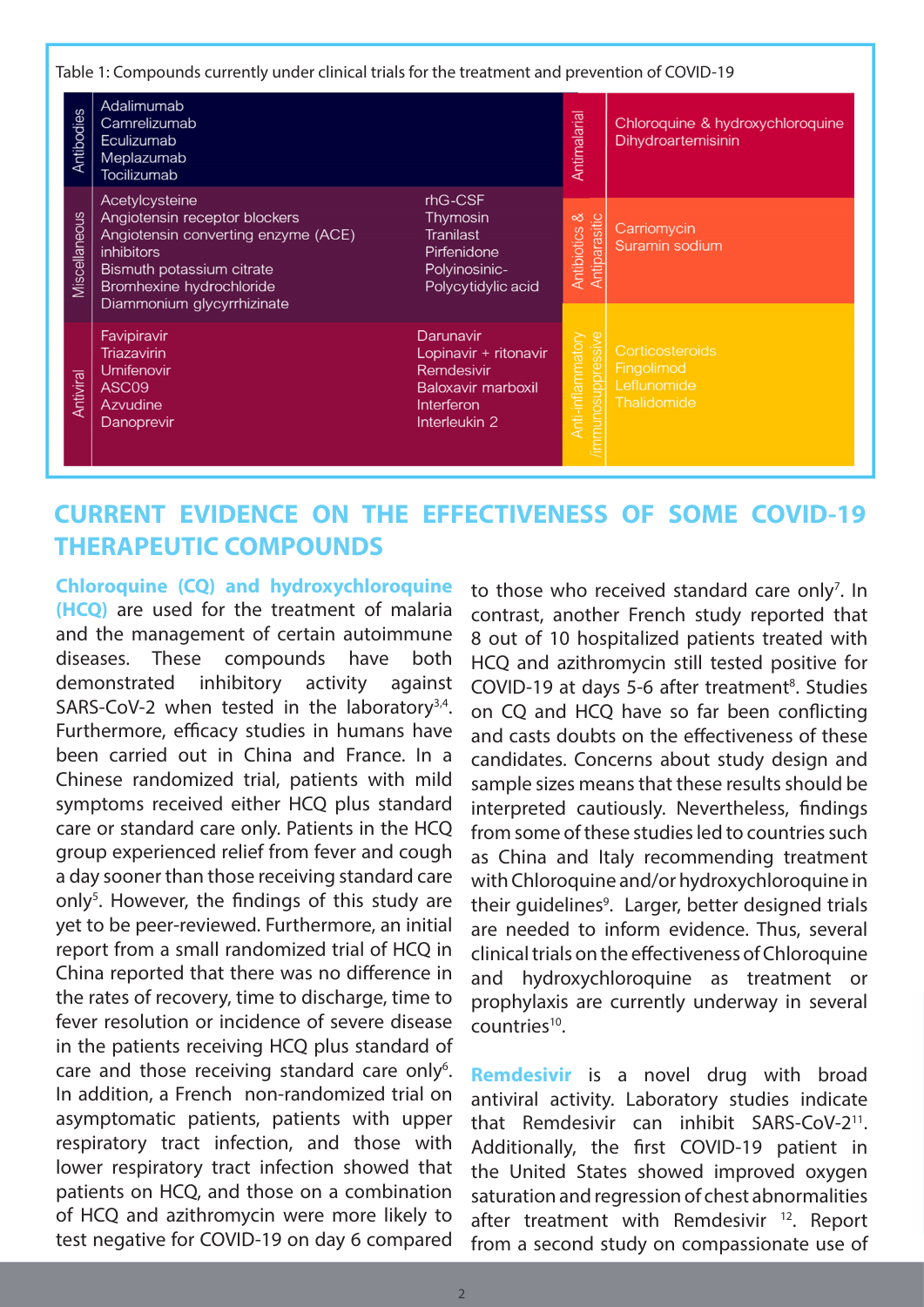Table 1: Compounds currently under clinical trials for the treatment and prevention of COVID-19

| Category | Compounds | | Category | Compounds |
|---|---|---|---|---|
| Antibodies | Adalimumab<br>Camrelizumab<br>Eculizumab<br>Meplazumab<br>Tocilizumab | | Antimalarial | Chloroquine & hydroxychloroquine<br>Dihydroartemisinin |
| Miscellaneous | Acetylcysteine<br>Angiotensin receptor blockers<br>Angiotensin converting enzyme (ACE) inhibitors<br>Bismuth potassium citrate<br>Bromhexine hydrochloride<br>Diammonium glycyrrhizinate | rhG-CSF<br>Thymosin<br>Tranilast<br>Pirfenidone<br>Polyinosinic-Polycytidylic acid | Antibiotics & Antiparasitic | Carriomycin<br>Suramin sodium |
| Antiviral | Favipiravir<br>Triazavirin<br>Umifenovir<br>ASC09<br>Azvudine<br>Danoprevir | Darunavir<br>Lopinavir + ritonavir<br>Remdesivir<br>Baloxavir marboxil<br>Interferon<br>Interleukin 2 | Anti-inflammatory /immunosuppressive | Corticosteroids<br>Fingolimod<br>Leflunomide<br>Thalidomide |

## CURRENT EVIDENCE ON THE EFFECTIVENESS OF SOME COVID-19 THERAPEUTIC COMPOUNDS

**Chloroquine (CQ) and hydroxychloroquine (HCQ)** are used for the treatment of malaria and the management of certain autoimmune diseases. These compounds have both demonstrated inhibitory activity against SARS-CoV-2 when tested in the laboratory[3,4]. Furthermore, efficacy studies in humans have been carried out in China and France. In a Chinese randomized trial, patients with mild symptoms received either HCQ plus standard care or standard care only. Patients in the HCQ group experienced relief from fever and cough a day sooner than those receiving standard care only[5]. However, the findings of this study are yet to be peer-reviewed. Furthermore, an initial report from a small randomized trial of HCQ in China reported that there was no difference in the rates of recovery, time to discharge, time to fever resolution or incidence of severe disease in the patients receiving HCQ plus standard of care and those receiving standard care only[6]. In addition, a French non-randomized trial on asymptomatic patients, patients with upper respiratory tract infection, and those with lower respiratory tract infection showed that patients on HCQ, and those on a combination of HCQ and azithromycin were more likely to test negative for COVID-19 on day 6 compared to those who received standard care only[7]. In contrast, another French study reported that 8 out of 10 hospitalized patients treated with HCQ and azithromycin still tested positive for COVID-19 at days 5-6 after treatment[8]. Studies on CQ and HCQ have so far been conflicting and casts doubts on the effectiveness of these candidates. Concerns about study design and sample sizes means that these results should be interpreted cautiously. Nevertheless, findings from some of these studies led to countries such as China and Italy recommending treatment with Chloroquine and/or hydroxychloroquine in their guidelines[9]. Larger, better designed trials are needed to inform evidence. Thus, several clinical trials on the effectiveness of Chloroquine and hydroxychloroquine as treatment or prophylaxis are currently underway in several countries[10].

**Remdesivir** is a novel drug with broad antiviral activity. Laboratory studies indicate that Remdesivir can inhibit SARS-CoV-2[11]. Additionally, the first COVID-19 patient in the United States showed improved oxygen saturation and regression of chest abnormalities after treatment with Remdesivir [12]. Report from a second study on compassionate use of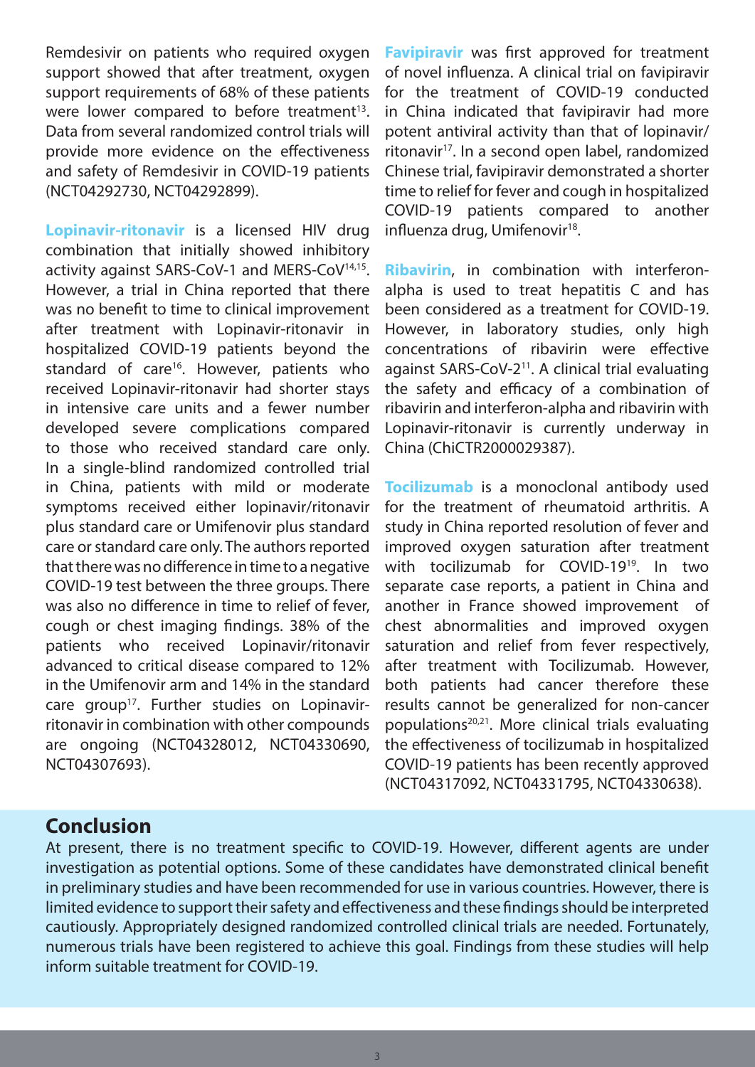Remdesivir on patients who required oxygen support showed that after treatment, oxygen support requirements of 68% of these patients were lower compared to before treatment[13]. Data from several randomized control trials will provide more evidence on the effectiveness and safety of Remdesivir in COVID-19 patients (NCT04292730, NCT04292899).

**Lopinavir-ritonavir** is a licensed HIV drug combination that initially showed inhibitory activity against SARS-CoV-1 and MERS-CoV[14,15]. However, a trial in China reported that there was no benefit to time to clinical improvement after treatment with Lopinavir-ritonavir in hospitalized COVID-19 patients beyond the standard of care[16]. However, patients who received Lopinavir-ritonavir had shorter stays in intensive care units and a fewer number developed severe complications compared to those who received standard care only. In a single-blind randomized controlled trial in China, patients with mild or moderate symptoms received either lopinavir/ritonavir plus standard care or Umifenovir plus standard care or standard care only. The authors reported that there was no difference in time to a negative COVID-19 test between the three groups. There was also no difference in time to relief of fever, cough or chest imaging findings. 38% of the patients who received Lopinavir/ritonavir advanced to critical disease compared to 12% in the Umifenovir arm and 14% in the standard care group[17]. Further studies on Lopinavir-ritonavir in combination with other compounds are ongoing (NCT04328012, NCT04330690, NCT04307693).

**Favipiravir** was first approved for treatment of novel influenza. A clinical trial on favipiravir for the treatment of COVID-19 conducted in China indicated that favipiravir had more potent antiviral activity than that of lopinavir/ritonavir[17]. In a second open label, randomized Chinese trial, favipiravir demonstrated a shorter time to relief for fever and cough in hospitalized COVID-19 patients compared to another influenza drug, Umifenovir[18].

**Ribavirin**, in combination with interferon-alpha is used to treat hepatitis C and has been considered as a treatment for COVID-19. However, in laboratory studies, only high concentrations of ribavirin were effective against SARS-CoV-2[11]. A clinical trial evaluating the safety and efficacy of a combination of ribavirin and interferon-alpha and ribavirin with Lopinavir-ritonavir is currently underway in China (ChiCTR2000029387).

**Tocilizumab** is a monoclonal antibody used for the treatment of rheumatoid arthritis. A study in China reported resolution of fever and improved oxygen saturation after treatment with tocilizumab for COVID-19[19]. In two separate case reports, a patient in China and another in France showed improvement of chest abnormalities and improved oxygen saturation and relief from fever respectively, after treatment with Tocilizumab. However, both patients had cancer therefore these results cannot be generalized for non-cancer populations[20,21]. More clinical trials evaluating the effectiveness of tocilizumab in hospitalized COVID-19 patients has been recently approved (NCT04317092, NCT04331795, NCT04330638).

## Conclusion

At present, there is no treatment specific to COVID-19. However, different agents are under investigation as potential options. Some of these candidates have demonstrated clinical benefit in preliminary studies and have been recommended for use in various countries. However, there is limited evidence to support their safety and effectiveness and these findings should be interpreted cautiously. Appropriately designed randomized controlled clinical trials are needed. Fortunately, numerous trials have been registered to achieve this goal. Findings from these studies will help inform suitable treatment for COVID-19.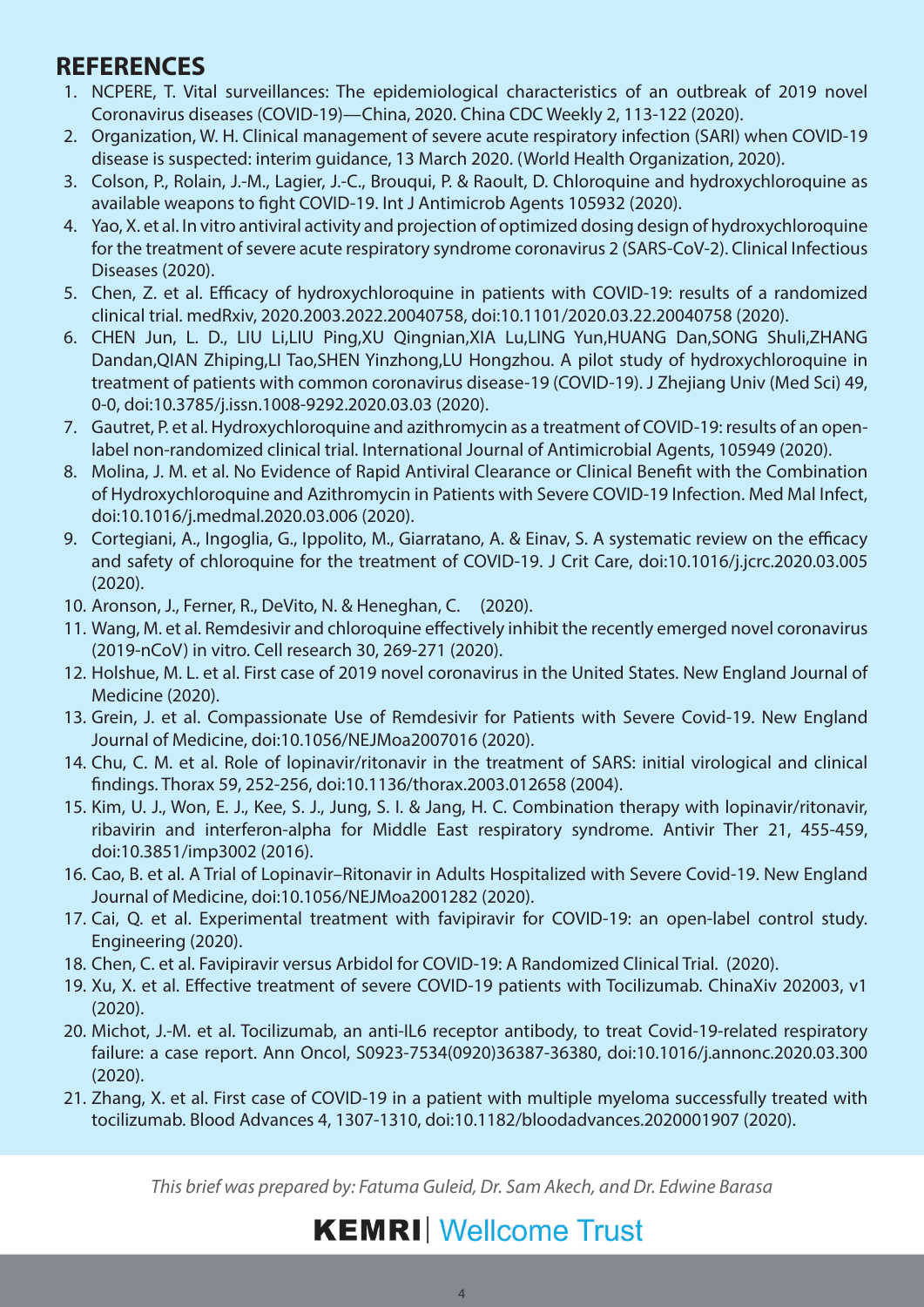## REFERENCES

1. NCPERE, T. Vital surveillances: The epidemiological characteristics of an outbreak of 2019 novel Coronavirus diseases (COVID-19)—China, 2020. China CDC Weekly 2, 113-122 (2020).
2. Organization, W. H. Clinical management of severe acute respiratory infection (SARI) when COVID-19 disease is suspected: interim guidance, 13 March 2020. (World Health Organization, 2020).
3. Colson, P., Rolain, J.-M., Lagier, J.-C., Brouqui, P. & Raoult, D. Chloroquine and hydroxychloroquine as available weapons to fight COVID-19. Int J Antimicrob Agents 105932 (2020).
4. Yao, X. et al. In vitro antiviral activity and projection of optimized dosing design of hydroxychloroquine for the treatment of severe acute respiratory syndrome coronavirus 2 (SARS-CoV-2). Clinical Infectious Diseases (2020).
5. Chen, Z. et al. Efficacy of hydroxychloroquine in patients with COVID-19: results of a randomized clinical trial. medRxiv, 2020.2003.2022.20040758, doi:10.1101/2020.03.22.20040758 (2020).
6. CHEN Jun, L. D., LIU Li,LIU Ping,XU Qingnian,XIA Lu,LING Yun,HUANG Dan,SONG Shuli,ZHANG Dandan,QIAN Zhiping,LI Tao,SHEN Yinzhong,LU Hongzhou. A pilot study of hydroxychloroquine in treatment of patients with common coronavirus disease-19 (COVID-19). J Zhejiang Univ (Med Sci) 49, 0-0, doi:10.3785/j.issn.1008-9292.2020.03.03 (2020).
7. Gautret, P. et al. Hydroxychloroquine and azithromycin as a treatment of COVID-19: results of an open-label non-randomized clinical trial. International Journal of Antimicrobial Agents, 105949 (2020).
8. Molina, J. M. et al. No Evidence of Rapid Antiviral Clearance or Clinical Benefit with the Combination of Hydroxychloroquine and Azithromycin in Patients with Severe COVID-19 Infection. Med Mal Infect, doi:10.1016/j.medmal.2020.03.006 (2020).
9. Cortegiani, A., Ingoglia, G., Ippolito, M., Giarratano, A. & Einav, S. A systematic review on the efficacy and safety of chloroquine for the treatment of COVID-19. J Crit Care, doi:10.1016/j.jcrc.2020.03.005 (2020).
10. Aronson, J., Ferner, R., DeVito, N. & Heneghan, C. (2020).
11. Wang, M. et al. Remdesivir and chloroquine effectively inhibit the recently emerged novel coronavirus (2019-nCoV) in vitro. Cell research 30, 269-271 (2020).
12. Holshue, M. L. et al. First case of 2019 novel coronavirus in the United States. New England Journal of Medicine (2020).
13. Grein, J. et al. Compassionate Use of Remdesivir for Patients with Severe Covid-19. New England Journal of Medicine, doi:10.1056/NEJMoa2007016 (2020).
14. Chu, C. M. et al. Role of lopinavir/ritonavir in the treatment of SARS: initial virological and clinical findings. Thorax 59, 252-256, doi:10.1136/thorax.2003.012658 (2004).
15. Kim, U. J., Won, E. J., Kee, S. J., Jung, S. I. & Jang, H. C. Combination therapy with lopinavir/ritonavir, ribavirin and interferon-alpha for Middle East respiratory syndrome. Antivir Ther 21, 455-459, doi:10.3851/imp3002 (2016).
16. Cao, B. et al. A Trial of Lopinavir–Ritonavir in Adults Hospitalized with Severe Covid-19. New England Journal of Medicine, doi:10.1056/NEJMoa2001282 (2020).
17. Cai, Q. et al. Experimental treatment with favipiravir for COVID-19: an open-label control study. Engineering (2020).
18. Chen, C. et al. Favipiravir versus Arbidol for COVID-19: A Randomized Clinical Trial. (2020).
19. Xu, X. et al. Effective treatment of severe COVID-19 patients with Tocilizumab. ChinaXiv 202003, v1 (2020).
20. Michot, J.-M. et al. Tocilizumab, an anti-IL6 receptor antibody, to treat Covid-19-related respiratory failure: a case report. Ann Oncol, S0923-7534(0920)36387-36380, doi:10.1016/j.annonc.2020.03.300 (2020).
21. Zhang, X. et al. First case of COVID-19 in a patient with multiple myeloma successfully treated with tocilizumab. Blood Advances 4, 1307-1310, doi:10.1182/bloodadvances.2020001907 (2020).

*This brief was prepared by: Fatuma Guleid, Dr. Sam Akech, and Dr. Edwine Barasa*

**KEMRI** | Wellcome Trust